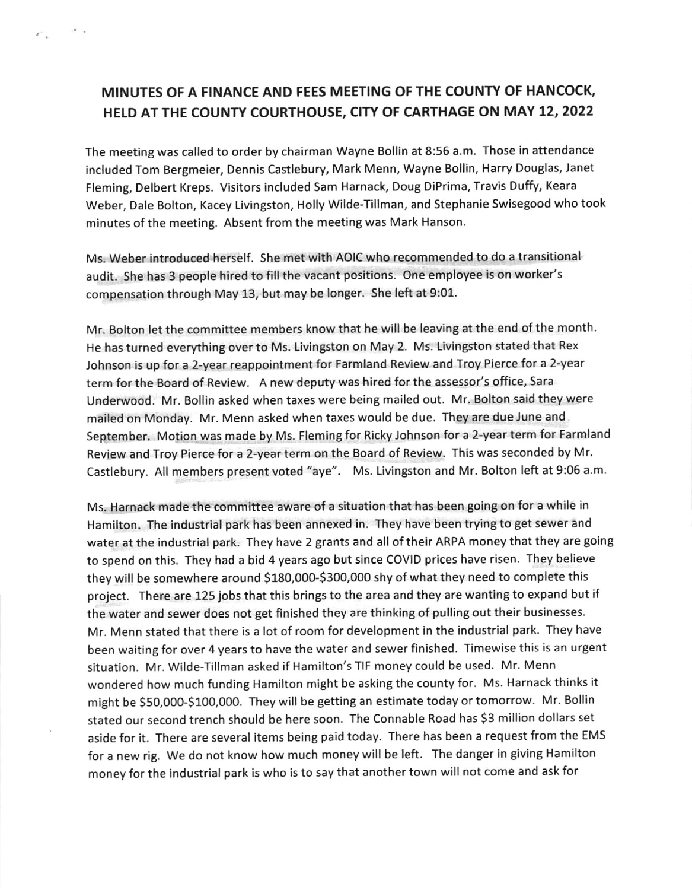# MINUTES OF A FINANCE AND FEES MEETING OF THE COUNTY OF HANCOCK, HELD AT THE COUNTY COURTHOUSE, CITY OF CARTHAGE ON MAY 12, 2022

The meeting was called to order by chairman Wayne Bollin at 8:56 a.m. Those in attendance included Tom Bergmeier, Dennis Castlebury, Mark Menn, Wayne Bollin, Harry Douglas, Janet Fleming, Delbert Kreps. Visitors included Sam Harnack, Doug DiPrima, Travis Duffy, Keara Weber, Dale Bolton, Kacey Livingston, Holly Wilde-Tillman, and Stephanie Swisegood who took minutes of the meeting. Absent from the meeting was Mark Hanson.

Ms. Weber introduced herself. She met with AOIC who recommended to do a transitional audit. She has 3 people hired to fill the vacant positions. One employee is on worker's compensation through May 13, but may be longer. She left at 9:01.

Mr. Bolton let the committee members know that he will be leaving at the end of the month. He has turned everything over to Ms. Livingston on May 2. Ms. Livingston stated that Rex Johnson is up for a 2-year reappointment for Farmland Review and Troy Pierce for a 2-year term for the Board of Review. A new deputy was hired for the assessor's office, Sara Underwood. Mr. Bollin asked when taxes were being mailed out. Mr. Bolton said they were mailed on Monday. Mr. Menn asked when taxes would be due. They are due June and September. Motion was made by Ms. Fleming for Ricky Johnson for a 2-year term for Farmland Review and Troy Pierce for a 2-year term on the Board of Review. This was seconded by Mr. Castlebury. All members present voted "aye". Ms. Livingston and Mr. Bolton left at 9:06 a.m.

Ms. Harnack made the committee aware of a situation that has been going on for a while in Hamilton. The industrial park has been annexed in. They have been trying to get sewer and water at the industrial park. They have 2 grants and all of their ARPA money that they are going to spend on this. They had a bid 4 years ago but since COVID prices have risen. They believe they will be somewhere around $180,000-$300,000 shy of what they need to complete this project. There are 125 jobs that this brings to the area and they are wanting to expand but if the water and sewer does not get finished they are thinking of pulling out their businesses. Mr. Menn stated that there is a lot of room for development in the industrial park. They have been waiting for over 4 years to have the water and sewer finished. Timewise this is an urgent situation. Mr. Wilde-Tillman asked if Hamilton's TIF money could be used. Mr. Menn wondered how much funding Hamilton might be asking the county for. Ms. Harnack thinks it might be $50,000-$100,000. They will be getting an estimate today or tomorrow. Mr. Bollin stated our second trench should be here soon. The Connable Road has $3 million dollars set aside for it. There are several items being paid today. There has been a request from the EMS for a new rig. We do not know how much money will be left. The danger in giving Hamilton money for the industrial park is who is to say that another town will not come and ask for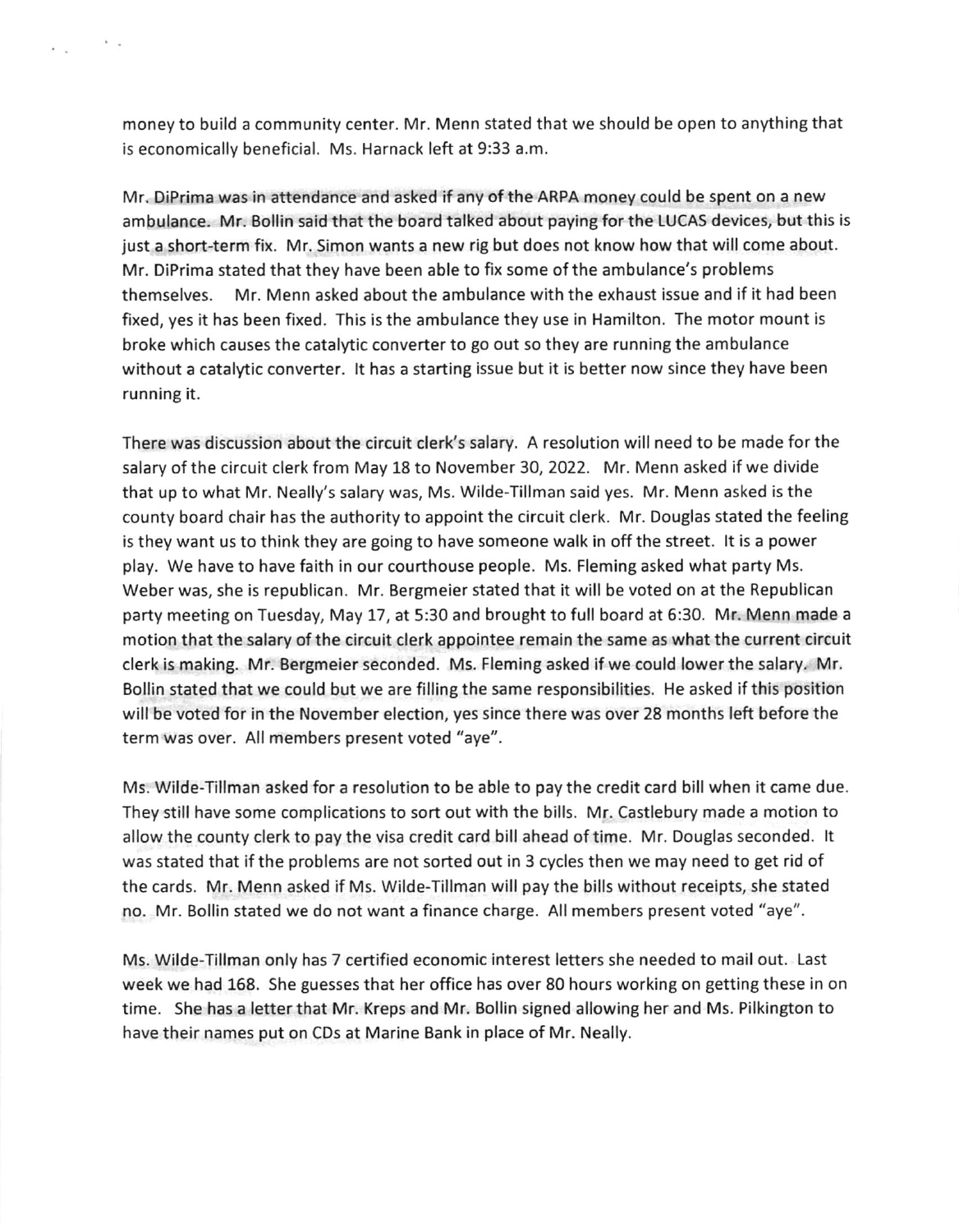money to build a community center. Mr. Menn stated that we should be open to anything that is economically beneficial. Ms. Harnack left at 9:33 a.m.

Mr. DiPrima was in attendance and asked if any of the ARPA money could be spent on a new ambulance. Mr. Bollin said that the board talked about paying for the LUCAS devices, but this is just a short-term fix. Mr. Simon wants a new rig but does not know how that will come about. Mr. DiPrima stated that they have been able to fix some of the ambulance's problems themselves. Mr. Menn asked about the ambulance with the exhaust issue and if it had been fixed, yes it has been fixed. This is the ambulance they use in Hamilton. The motor mount is broke which causes the catalytic converter to go out so they are running the ambulance without a catalytic converter. It has a starting issue but it is better now since they have been running it.

There was discussion about the circuit clerk's salary. A resolution will need to be made for the salary of the circuit clerk from May 18 to November 30, 2022. Mr. Menn asked if we divide that up to what Mr. Neally's salary was, Ms. Wilde-Tillman said yes. Mr. Menn asked is the county board chair has the authority to appoint the circuit clerk. Mr. Douglas stated the feeling is they want us to think they are going to have someone walk in off the street. It is a power play. We have to have faith in our courthouse people. Ms. Fleming asked what party Ms. Weber was, she is republican. Mr. Bergmeier stated that it will be voted on at the Republican party meeting on Tuesday, May 17, at 5:30 and brought to full board at 6:30. Mr. Menn made a motion that the salary of the circuit clerk appointee remain the same as what the current circuit clerk is making. Mr. Bergmeier seconded. Ms. Fleming asked if we could lower the salary. Mr. Bollin stated that we could but we are filling the same responsibilities. He asked if this position will be voted for in the November election, yes since there was over 28 months left before the term was over. All members present voted "aye".

Ms. Wilde-Tillman asked for a resolution to be able to pay the credit card bill when it came due. They still have some complications to sort out with the bills. Mr. Castlebury made a motion to allow the county clerk to pay the visa credit card bill ahead of time. Mr. Douglas seconded. It was stated that if the problems are not sorted out in 3 cycles then we may need to get rid of the cards. Mr. Menn asked if Ms. Wilde-Tillman will pay the bills without receipts, she stated no. Mr. Bollin stated we do not want a finance charge. All members present voted "aye".

Ms. Wilde-Tillman only has 7 certified economic interest letters she needed to mail out. Last week we had 168. She guesses that her office has over 80 hours working on getting these in on time. She has a letter that Mr. Kreps and Mr. Bollin signed allowing her and Ms. Pilkington to have their names put on CDs at Marine Bank in place of Mr. Neally.